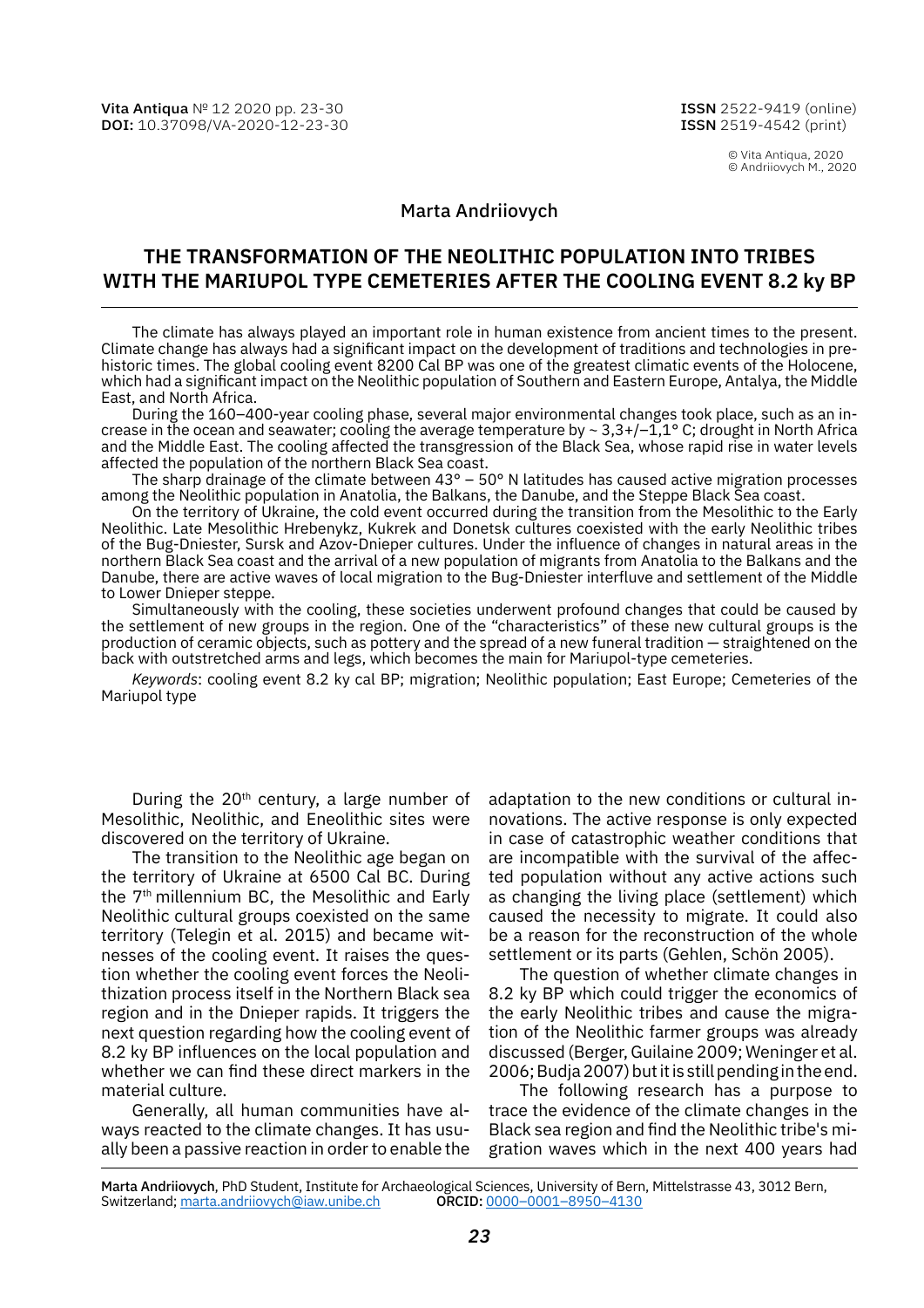Vita Antiqua № 12 2020 pp. 23-30
DOI: 10.37098/VA-2020-12-23-30

ISSN 2522-9419 (online)
ISSN 2519-4542 (print)

© Vita Antiqua, 2020
© Andriiovych M., 2020

Marta Andriiovych

# THE TRANSFORMATION OF THE NEOLITHIC POPULATION INTO TRIBES WITH THE MARIUPOL TYPE CEMETERIES AFTER THE COOLING EVENT 8.2 ky BP

The climate has always played an important role in human existence from ancient times to the present. Climate change has always had a significant impact on the development of traditions and technologies in prehistoric times. The global cooling event 8200 Cal BP was one of the greatest climatic events of the Holocene, which had a significant impact on the Neolithic population of Southern and Eastern Europe, Antalya, the Middle East, and North Africa.

During the 160–400-year cooling phase, several major environmental changes took place, such as an increase in the ocean and seawater; cooling the average temperature by ~ 3,3+/–1,1° C; drought in North Africa and the Middle East. The cooling affected the transgression of the Black Sea, whose rapid rise in water levels affected the population of the northern Black Sea coast.

The sharp drainage of the climate between 43° – 50° N latitudes has caused active migration processes among the Neolithic population in Anatolia, the Balkans, the Danube, and the Steppe Black Sea coast.

On the territory of Ukraine, the cold event occurred during the transition from the Mesolithic to the Early Neolithic. Late Mesolithic Hrebenykz, Kukrek and Donetsk cultures coexisted with the early Neolithic tribes of the Bug-Dniester, Sursk and Azov-Dnieper cultures. Under the influence of changes in natural areas in the northern Black Sea coast and the arrival of a new population of migrants from Anatolia to the Balkans and the Danube, there are active waves of local migration to the Bug-Dniester interfluve and settlement of the Middle to Lower Dnieper steppe.

Simultaneously with the cooling, these societies underwent profound changes that could be caused by the settlement of new groups in the region. One of the "characteristics" of these new cultural groups is the production of ceramic objects, such as pottery and the spread of a new funeral tradition — straightened on the back with outstretched arms and legs, which becomes the main for Mariupol-type cemeteries.

*Keywords*: cooling event 8.2 ky cal BP; migration; Neolithic population; East Europe; Cemeteries of the Mariupol type

During the 20th century, a large number of Mesolithic, Neolithic, and Eneolithic sites were discovered on the territory of Ukraine.

The transition to the Neolithic age began on the territory of Ukraine at 6500 Cal BC. During the 7th millennium BC, the Mesolithic and Early Neolithic cultural groups coexisted on the same territory (Telegin et al. 2015) and became witnesses of the cooling event. It raises the question whether the cooling event forces the Neolithization process itself in the Northern Black sea region and in the Dnieper rapids. It triggers the next question regarding how the cooling event of 8.2 ky BP influences on the local population and whether we can find these direct markers in the material culture.

Generally, all human communities have always reacted to the climate changes. It has usually been a passive reaction in order to enable the adaptation to the new conditions or cultural innovations. The active response is only expected in case of catastrophic weather conditions that are incompatible with the survival of the affected population without any active actions such as changing the living place (settlement) which caused the necessity to migrate. It could also be a reason for the reconstruction of the whole settlement or its parts (Gehlen, Schön 2005).

The question of whether climate changes in 8.2 ky BP which could trigger the economics of the early Neolithic tribes and cause the migration of the Neolithic farmer groups was already discussed (Berger, Guilaine 2009; Weninger et al. 2006; Budja 2007) but it is still pending in the end.

The following research has a purpose to trace the evidence of the climate changes in the Black sea region and find the Neolithic tribe's migration waves which in the next 400 years had

Marta Andriiovych, PhD Student, Institute for Archaeological Sciences, University of Bern, Mittelstrasse 43, 3012 Bern, Switzerland; marta.andriiovych@iaw.unibe.ch ORCID: 0000–0001–8950–4130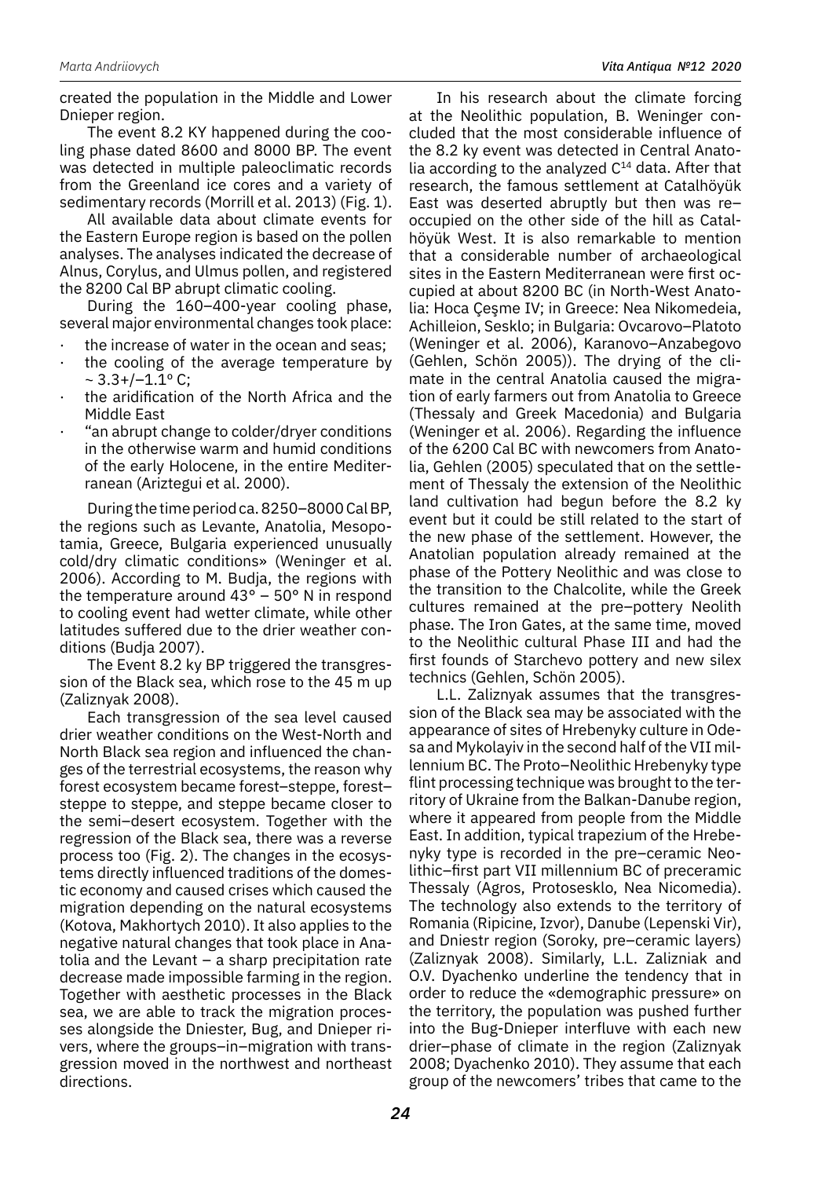created the population in the Middle and Lower Dnieper region.

The event 8.2 KY happened during the cooling phase dated 8600 and 8000 BP. The event was detected in multiple paleoclimatic records from the Greenland ice cores and a variety of sedimentary records (Morrill et al. 2013) (Fig. 1).

All available data about climate events for the Eastern Europe region is based on the pollen analyses. The analyses indicated the decrease of Alnus, Corylus, and Ulmus pollen, and registered the 8200 Cal BP abrupt climatic cooling.

During the 160–400-year cooling phase, several major environmental changes took place:

- the increase of water in the ocean and seas;
- the cooling of the average temperature by ~ 3.3+/–1.1º C;
- the aridification of the North Africa and the Middle East
- "an abrupt change to colder/dryer conditions in the otherwise warm and humid conditions of the early Holocene, in the entire Mediterranean (Ariztegui et al. 2000).

During the time period ca. 8250–8000 Cal BP, the regions such as Levante, Anatolia, Mesopotamia, Greece, Bulgaria experienced unusually cold/dry climatic conditions» (Weninger et al. 2006). According to M. Budja, the regions with the temperature around 43° – 50° N in respond to cooling event had wetter climate, while other latitudes suffered due to the drier weather conditions (Budja 2007).

The Event 8.2 ky BP triggered the transgression of the Black sea, which rose to the 45 m up (Zaliznyak 2008).

Each transgression of the sea level caused drier weather conditions on the West-North and North Black sea region and influenced the changes of the terrestrial ecosystems, the reason why forest ecosystem became forest–steppe, forest–steppe to steppe, and steppe became closer to the semi–desert ecosystem. Together with the regression of the Black sea, there was a reverse process too (Fig. 2). The changes in the ecosystems directly influenced traditions of the domestic economy and caused crises which caused the migration depending on the natural ecosystems (Kotova, Makhortych 2010). It also applies to the negative natural changes that took place in Anatolia and the Levant – a sharp precipitation rate decrease made impossible farming in the region. Together with aesthetic processes in the Black sea, we are able to track the migration processes alongside the Dniester, Bug, and Dnieper rivers, where the groups–in–migration with transgression moved in the northwest and northeast directions.

In his research about the climate forcing at the Neolithic population, B. Weninger concluded that the most considerable influence of the 8.2 ky event was detected in Central Anatolia according to the analyzed $C^{14}$ data. After that research, the famous settlement at Catalhöyük East was deserted abruptly but then was re–occupied on the other side of the hill as Catalhöyük West. It is also remarkable to mention that a considerable number of archaeological sites in the Eastern Mediterranean were first occupied at about 8200 BC (in North-West Anatolia: Hoca Çeşme IV; in Greece: Nea Nikomedeia, Achilleion, Sesklo; in Bulgaria: Ovcarovo–Platoto (Weninger et al. 2006), Karanovo–Anzabegovo (Gehlen, Schön 2005)). The drying of the climate in the central Anatolia caused the migration of early farmers out from Anatolia to Greece (Thessaly and Greek Macedonia) and Bulgaria (Weninger et al. 2006). Regarding the influence of the 6200 Cal BC with newcomers from Anatolia, Gehlen (2005) speculated that on the settlement of Thessaly the extension of the Neolithic land cultivation had begun before the 8.2 ky event but it could be still related to the start of the new phase of the settlement. However, the Anatolian population already remained at the phase of the Pottery Neolithic and was close to the transition to the Chalcolite, while the Greek cultures remained at the pre–pottery Neolith phase. The Iron Gates, at the same time, moved to the Neolithic cultural Phase III and had the first founds of Starchevo pottery and new silex technics (Gehlen, Schön 2005).

L.L. Zaliznyak assumes that the transgression of the Black sea may be associated with the appearance of sites of Hrebenyky culture in Odesa and Mykolayiv in the second half of the VII millennium BC. The Proto–Neolithic Hrebenyky type flint processing technique was brought to the territory of Ukraine from the Balkan-Danube region, where it appeared from people from the Middle East. In addition, typical trapezium of the Hrebenyky type is recorded in the pre–ceramic Neolithic–first part VII millennium BC of preceramic Thessaly (Agros, Protosesklo, Nea Nicomedia). The technology also extends to the territory of Romania (Ripicine, Izvor), Danube (Lepenski Vir), and Dniestr region (Soroky, pre–ceramic layers) (Zaliznyak 2008). Similarly, L.L. Zalizniak and O.V. Dyachenko underline the tendency that in order to reduce the «demographic pressure» on the territory, the population was pushed further into the Bug-Dnieper interfluve with each new drier–phase of climate in the region (Zaliznyak 2008; Dyachenko 2010). They assume that each group of the newcomers' tribes that came to the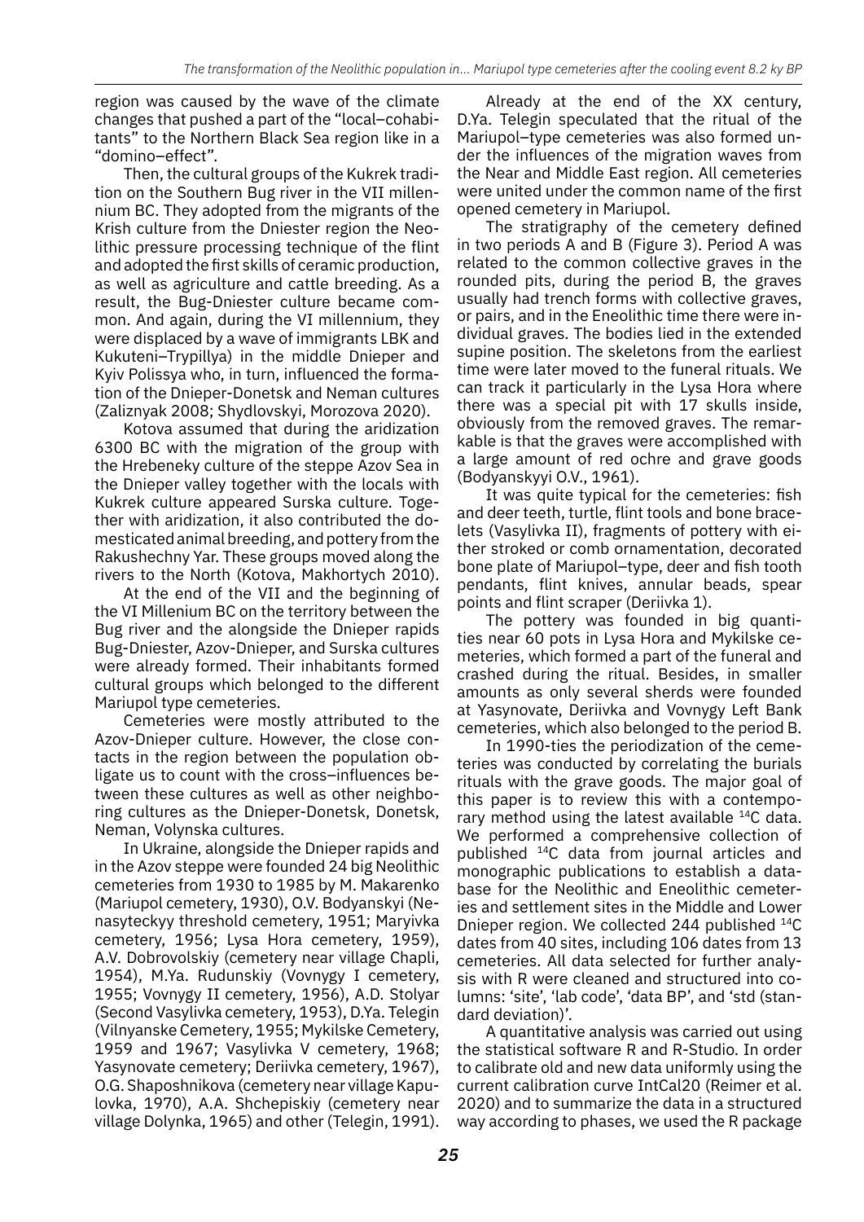region was caused by the wave of the climate changes that pushed a part of the "local–cohabitants" to the Northern Black Sea region like in a "domino–effect".

Then, the cultural groups of the Kukrek tradition on the Southern Bug river in the VII millennium BC. They adopted from the migrants of the Krish culture from the Dniester region the Neolithic pressure processing technique of the flint and adopted the first skills of ceramic production, as well as agriculture and cattle breeding. As a result, the Bug-Dniester culture became common. And again, during the VI millennium, they were displaced by a wave of immigrants LBK and Kukuteni–Trypillya) in the middle Dnieper and Kyiv Polissya who, in turn, influenced the formation of the Dnieper-Donetsk and Neman cultures (Zaliznyak 2008; Shydlovskyi, Morozova 2020).

Kotova assumed that during the aridization 6300 BC with the migration of the group with the Hrebeneky culture of the steppe Azov Sea in the Dnieper valley together with the locals with Kukrek culture appeared Surska culture. Together with aridization, it also contributed the domesticated animal breeding, and pottery from the Rakushechny Yar. These groups moved along the rivers to the North (Kotova, Makhortych 2010).

At the end of the VII and the beginning of the VI Millenium BC on the territory between the Bug river and the alongside the Dnieper rapids Bug-Dniester, Azov-Dnieper, and Surska cultures were already formed. Their inhabitants formed cultural groups which belonged to the different Mariupol type cemeteries.

Cemeteries were mostly attributed to the Azov-Dnieper culture. However, the close contacts in the region between the population obligate us to count with the cross–influences between these cultures as well as other neighboring cultures as the Dnieper-Donetsk, Donetsk, Neman, Volynska cultures.

In Ukraine, alongside the Dnieper rapids and in the Azov steppe were founded 24 big Neolithic cemeteries from 1930 to 1985 by M. Makarenko (Mariupol cemetery, 1930), O.V. Bodyanskyi (Nenasyteckyy threshold cemetery, 1951; Maryivka cemetery, 1956; Lysa Hora cemetery, 1959), A.V. Dobrovolskiy (cemetery near village Chapli, 1954), M.Ya. Rudunskiy (Vovnygy I cemetery, 1955; Vovnygy II cemetery, 1956), A.D. Stolyar (Second Vasylivka cemetery, 1953), D.Ya. Telegin (Vilnyanske Cemetery, 1955; Mykilske Cemetery, 1959 and 1967; Vasylivka V cemetery, 1968; Yasynovate cemetery; Deriivka cemetery, 1967), O.G. Shaposhnikova (cemetery near village Kapulovka, 1970), A.A. Shchepiskiy (cemetery near village Dolynka, 1965) and other (Telegin, 1991).

Already at the end of the XX century, D.Ya. Telegin speculated that the ritual of the Mariupol–type cemeteries was also formed under the influences of the migration waves from the Near and Middle East region. All cemeteries were united under the common name of the first opened cemetery in Mariupol.

The stratigraphy of the cemetery defined in two periods A and B (Figure 3). Period A was related to the common collective graves in the rounded pits, during the period B, the graves usually had trench forms with collective graves, or pairs, and in the Eneolithic time there were individual graves. The bodies lied in the extended supine position. The skeletons from the earliest time were later moved to the funeral rituals. We can track it particularly in the Lysa Hora where there was a special pit with 17 skulls inside, obviously from the removed graves. The remarkable is that the graves were accomplished with a large amount of red ochre and grave goods (Bodyanskyyi O.V., 1961).

It was quite typical for the cemeteries: fish and deer teeth, turtle, flint tools and bone bracelets (Vasylivka II), fragments of pottery with either stroked or comb ornamentation, decorated bone plate of Mariupol–type, deer and fish tooth pendants, flint knives, annular beads, spear points and flint scraper (Deriivka 1).

The pottery was founded in big quantities near 60 pots in Lysa Hora and Mykilske cemeteries, which formed a part of the funeral and crashed during the ritual. Besides, in smaller amounts as only several sherds were founded at Yasynovate, Deriivka and Vovnygy Left Bank cemeteries, which also belonged to the period B.

In 1990-ties the periodization of the cemeteries was conducted by correlating the burials rituals with the grave goods. The major goal of this paper is to review this with a contemporary method using the latest available $^{14}$C data. We performed a comprehensive collection of published $^{14}$C data from journal articles and monographic publications to establish a database for the Neolithic and Eneolithic cemeteries and settlement sites in the Middle and Lower Dnieper region. We collected 244 published $^{14}$C dates from 40 sites, including 106 dates from 13 cemeteries. All data selected for further analysis with R were cleaned and structured into columns: 'site', 'lab code', 'data BP', and 'std (standard deviation)'.

A quantitative analysis was carried out using the statistical software R and R-Studio. In order to calibrate old and new data uniformly using the current calibration curve IntCal20 (Reimer et al. 2020) and to summarize the data in a structured way according to phases, we used the R package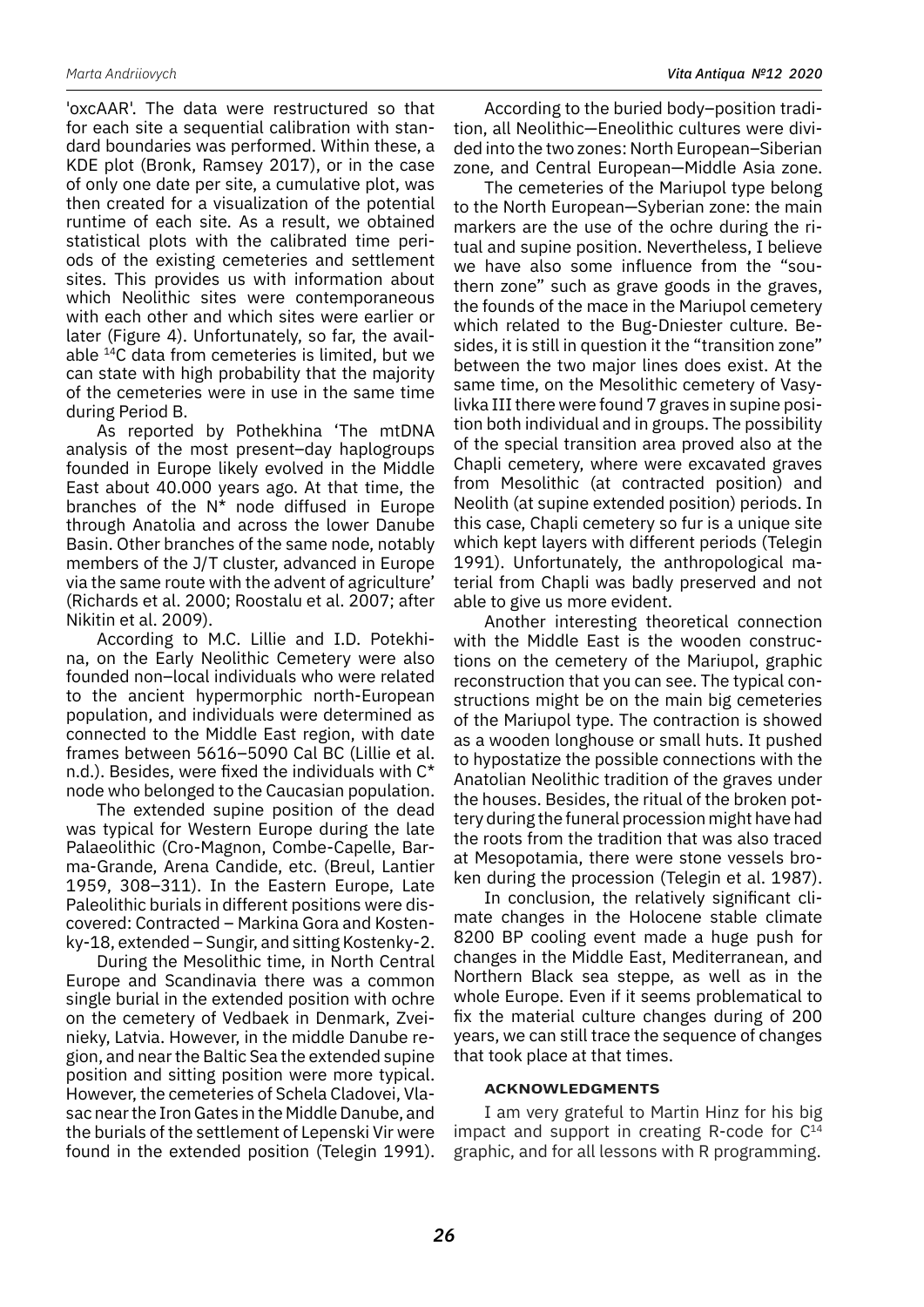'oxcAAR'. The data were restructured so that for each site a sequential calibration with standard boundaries was performed. Within these, a KDE plot (Bronk, Ramsey 2017), or in the case of only one date per site, a cumulative plot, was then created for a visualization of the potential runtime of each site. As a result, we obtained statistical plots with the calibrated time periods of the existing cemeteries and settlement sites. This provides us with information about which Neolithic sites were contemporaneous with each other and which sites were earlier or later (Figure 4). Unfortunately, so far, the available $^{14}$C data from cemeteries is limited, but we can state with high probability that the majority of the cemeteries were in use in the same time during Period B.

As reported by Pothekhina 'The mtDNA analysis of the most present–day haplogroups founded in Europe likely evolved in the Middle East about 40.000 years ago. At that time, the branches of the N* node diffused in Europe through Anatolia and across the lower Danube Basin. Other branches of the same node, notably members of the J/T cluster, advanced in Europe via the same route with the advent of agriculture' (Richards et al. 2000; Roostalu et al. 2007; after Nikitin et al. 2009).

According to M.C. Lillie and I.D. Potekhina, on the Early Neolithic Cemetery were also founded non–local individuals who were related to the ancient hypermorphic north-European population, and individuals were determined as connected to the Middle East region, with date frames between 5616–5090 Cal BC (Lillie et al. n.d.). Besides, were fixed the individuals with C* node who belonged to the Caucasian population.

The extended supine position of the dead was typical for Western Europe during the late Palaeolithic (Cro-Magnon, Combe-Capelle, Barma-Grande, Arena Candide, etc. (Breul, Lantier 1959, 308–311). In the Eastern Europe, Late Paleolithic burials in different positions were discovered: Contracted – Markina Gora and Kostenky-18, extended – Sungir, and sitting Kostenky-2.

During the Mesolithic time, in North Central Europe and Scandinavia there was a common single burial in the extended position with ochre on the cemetery of Vedbaek in Denmark, Zveinieky, Latvia. However, in the middle Danube region, and near the Baltic Sea the extended supine position and sitting position were more typical. However, the cemeteries of Schela Cladovei, Vlasac near the Iron Gates in the Middle Danube, and the burials of the settlement of Lepenski Vir were found in the extended position (Telegin 1991).

According to the buried body–position tradition, all Neolithic—Eneolithic cultures were divided into the two zones: North European–Siberian zone, and Central European—Middle Asia zone.

The cemeteries of the Mariupol type belong to the North European—Syberian zone: the main markers are the use of the ochre during the ritual and supine position. Nevertheless, I believe we have also some influence from the "southern zone" such as grave goods in the graves, the founds of the mace in the Mariupol cemetery which related to the Bug-Dniester culture. Besides, it is still in question it the "transition zone" between the two major lines does exist. At the same time, on the Mesolithic cemetery of Vasylivka III there were found 7 graves in supine position both individual and in groups. The possibility of the special transition area proved also at the Chapli cemetery, where were excavated graves from Mesolithic (at contracted position) and Neolith (at supine extended position) periods. In this case, Chapli cemetery so fur is a unique site which kept layers with different periods (Telegin 1991). Unfortunately, the anthropological material from Chapli was badly preserved and not able to give us more evident.

Another interesting theoretical connection with the Middle East is the wooden constructions on the cemetery of the Mariupol, graphic reconstruction that you can see. The typical constructions might be on the main big cemeteries of the Mariupol type. The contraction is showed as a wooden longhouse or small huts. It pushed to hypostatize the possible connections with the Anatolian Neolithic tradition of the graves under the houses. Besides, the ritual of the broken pottery during the funeral procession might have had the roots from the tradition that was also traced at Mesopotamia, there were stone vessels broken during the procession (Telegin et al. 1987).

In conclusion, the relatively significant climate changes in the Holocene stable climate 8200 BP cooling event made a huge push for changes in the Middle East, Mediterranean, and Northern Black sea steppe, as well as in the whole Europe. Even if it seems problematical to fix the material culture changes during of 200 years, we can still trace the sequence of changes that took place at that times.

#### ACKNOWLEDGMENTS

I am very grateful to Martin Hinz for his big impact and support in creating R-code for $C^{14}$ graphic, and for all lessons with R programming.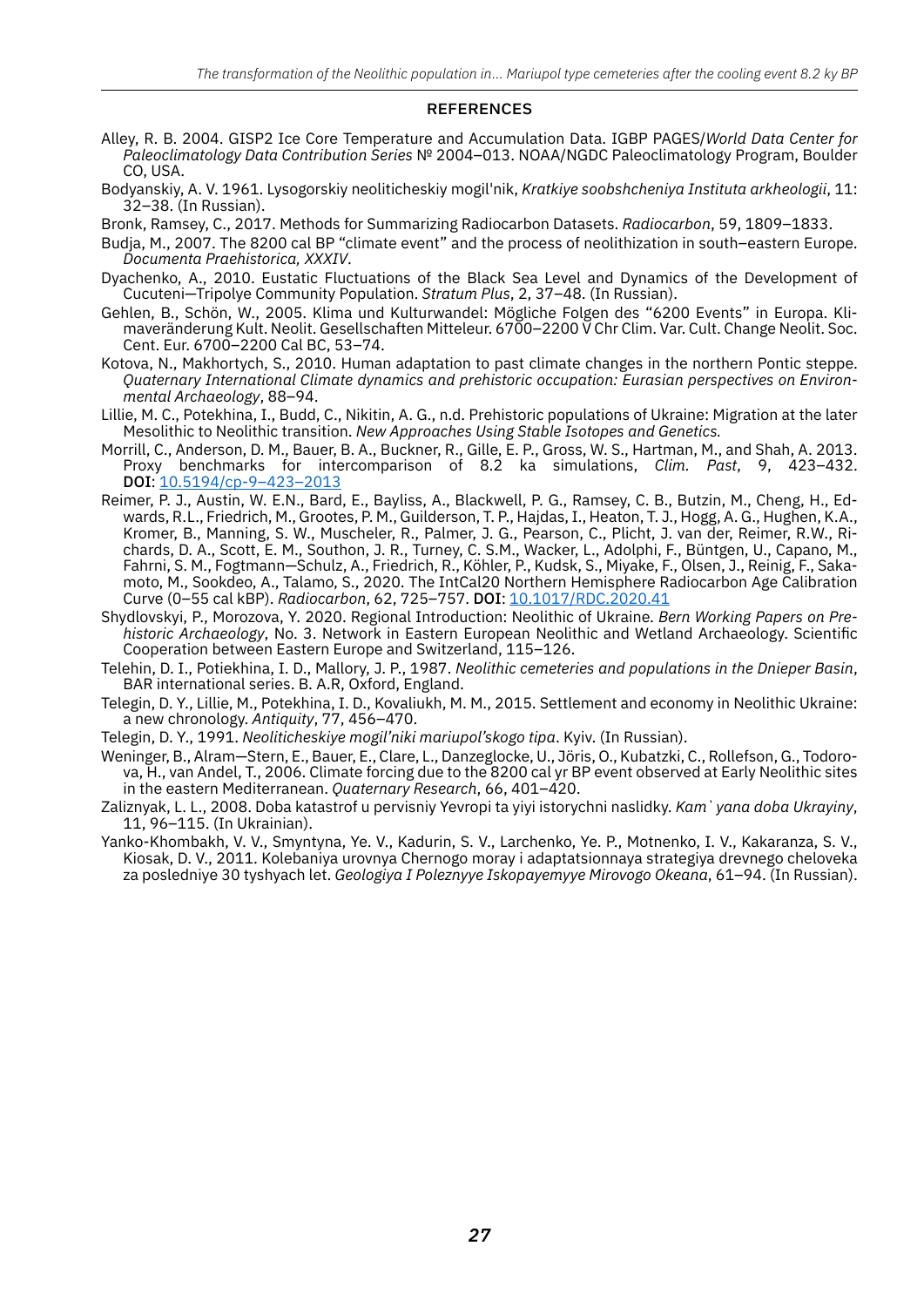## REFERENCES

Alley, R. B. 2004. GISP2 Ice Core Temperature and Accumulation Data. IGBP PAGES/*World Data Center for Paleoclimatology Data Contribution Series* № 2004–013. NOAA/NGDC Paleoclimatology Program, Boulder CO, USA.

Bodyanskiy, A. V. 1961. Lysogorskiy neoliticheskiy mogil'nik, *Kratkiye soobshcheniya Instituta arkheologii*, 11: 32–38. (In Russian).

Bronk, Ramsey, C., 2017. Methods for Summarizing Radiocarbon Datasets. *Radiocarbon*, 59, 1809–1833.

Budja, M., 2007. The 8200 cal BP "climate event" and the process of neolithization in south–eastern Europe. *Documenta Praehistorica, XXXIV*.

Dyachenko, A., 2010. Eustatic Fluctuations of the Black Sea Level and Dynamics of the Development of Cucuteni—Tripolye Community Population. *Stratum Plus*, 2, 37–48. (In Russian).

Gehlen, B., Schön, W., 2005. Klima und Kulturwandel: Mögliche Folgen des "6200 Events" in Europa. Klimaveränderung Kult. Neolit. Gesellschaften Mitteleur. 6700–2200 V Chr Clim. Var. Cult. Change Neolit. Soc. Cent. Eur. 6700–2200 Cal BC, 53–74.

Kotova, N., Makhortych, S., 2010. Human adaptation to past climate changes in the northern Pontic steppe. *Quaternary International Climate dynamics and prehistoric occupation: Eurasian perspectives on Environmental Archaeology*, 88–94.

Lillie, M. C., Potekhina, I., Budd, C., Nikitin, A. G., n.d. Prehistoric populations of Ukraine: Migration at the later Mesolithic to Neolithic transition. *New Approaches Using Stable Isotopes and Genetics.*

Morrill, C., Anderson, D. M., Bauer, B. A., Buckner, R., Gille, E. P., Gross, W. S., Hartman, M., and Shah, A. 2013. Proxy benchmarks for intercomparison of 8.2 ka simulations, *Clim. Past*, 9, 423–432. **DOI**: [10.5194/cp-9–423–2013](https://doi.org/10.5194/cp-9-423-2013)

Reimer, P. J., Austin, W. E.N., Bard, E., Bayliss, A., Blackwell, P. G., Ramsey, C. B., Butzin, M., Cheng, H., Edwards, R.L., Friedrich, M., Grootes, P. M., Guilderson, T. P., Hajdas, I., Heaton, T. J., Hogg, A. G., Hughen, K.A., Kromer, B., Manning, S. W., Muscheler, R., Palmer, J. G., Pearson, C., Plicht, J. van der, Reimer, R.W., Richards, D. A., Scott, E. M., Southon, J. R., Turney, C. S.M., Wacker, L., Adolphi, F., Büntgen, U., Capano, M., Fahrni, S. M., Fogtmann—Schulz, A., Friedrich, R., Köhler, P., Kudsk, S., Miyake, F., Olsen, J., Reinig, F., Sakamoto, M., Sookdeo, A., Talamo, S., 2020. The IntCal20 Northern Hemisphere Radiocarbon Age Calibration Curve (0–55 cal kBP). *Radiocarbon*, 62, 725–757. **DOI**: [10.1017/RDC.2020.41](https://doi.org/10.1017/RDC.2020.41)

Shydlovskyi, P., Morozova, Y. 2020. Regional Introduction: Neolithic of Ukraine. *Bern Working Papers on Prehistoric Archaeology*, No. 3. Network in Eastern European Neolithic and Wetland Archaeology. Scientific Cooperation between Eastern Europe and Switzerland, 115–126.

Telehin, D. I., Potiekhina, I. D., Mallory, J. P., 1987. *Neolithic cemeteries and populations in the Dnieper Basin*, BAR international series. B. A.R, Oxford, England.

Telegin, D. Y., Lillie, M., Potekhina, I. D., Kovaliukh, M. M., 2015. Settlement and economy in Neolithic Ukraine: a new chronology. *Antiquity*, 77, 456–470.

Telegin, D. Y., 1991. *Neoliticheskiye mogil'niki mariupol'skogo tipa*. Kyiv. (In Russian).

Weninger, B., Alram—Stern, E., Bauer, E., Clare, L., Danzeglocke, U., Jöris, O., Kubatzki, C., Rollefson, G., Todorova, H., van Andel, T., 2006. Climate forcing due to the 8200 cal yr BP event observed at Early Neolithic sites in the eastern Mediterranean. *Quaternary Research*, 66, 401–420.

Zaliznyak, L. L., 2008. Doba katastrof u pervisniy Yevropi ta yiyi istorychni naslidky. *Kam`yana doba Ukrayiny*, 11, 96–115. (In Ukrainian).

Yanko-Khombakh, V. V., Smyntyna, Ye. V., Kadurin, S. V., Larchenko, Ye. P., Motnenko, I. V., Kakaranza, S. V., Kiosak, D. V., 2011. Kolebaniya urovnya Chernogo moray i adaptatsionnaya strategiya drevnego cheloveka za posledniye 30 tyshyach let. *Geologiya I Poleznyye Iskopayemyye Mirovogo Okeana*, 61–94. (In Russian).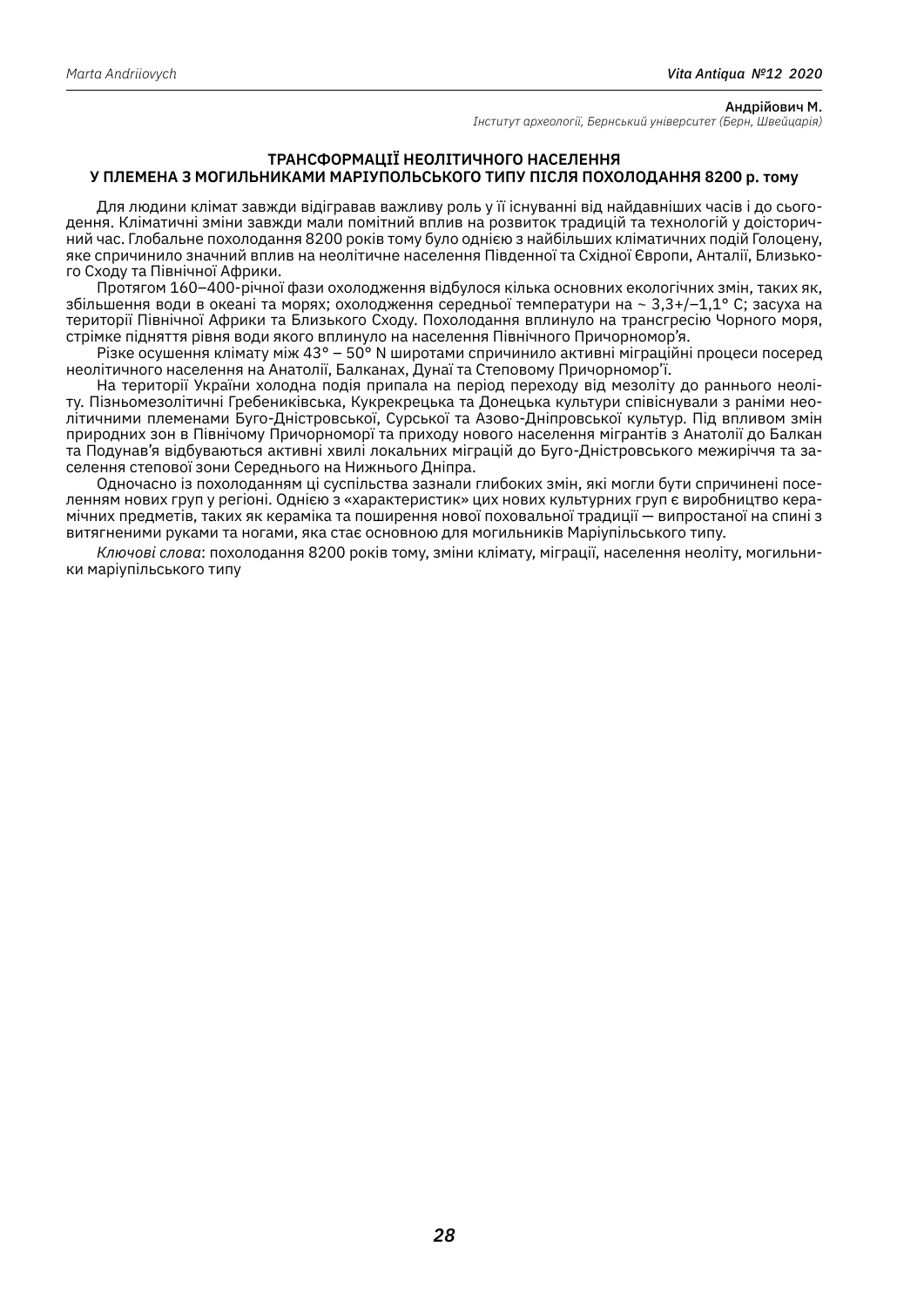**Андрійович М.**
*Інститут археології, Бернський університет (Берн, Швейцарія)*

## ТРАНСФОРМАЦІЇ НЕОЛІТИЧНОГО НАСЕЛЕННЯ У ПЛЕМЕНА З МОГИЛЬНИКАМИ МАРІУПОЛЬСЬКОГО ТИПУ ПІСЛЯ ПОХОЛОДАННЯ 8200 р. тому

Для людини клімат завжди відігравав важливу роль у її існуванні від найдавніших часів і до сьогодення. Кліматичні зміни завжди мали помітний вплив на розвиток традицій та технологій у доісторичний час. Глобальне похолодання 8200 років тому було однією з найбільших кліматичних подій Голоцену, яке спричинило значний вплив на неолітичне населення Південної та Східної Європи, Анталії, Близького Сходу та Північної Африки.

Протягом 160–400-річної фази охолодження відбулося кілька основних екологічних змін, таких як, збільшення води в океані та морях; охолодження середньої температури на ~ 3,3+/–1,1° C; засуха на території Північної Африки та Близького Сходу. Похолодання вплинуло на трансгресію Чорного моря, стрімке підняття рівня води якого вплинуло на населення Північного Причорномор'я.

Різке осушення клімату між 43° – 50° N широтами спричинило активні міграційні процеси посеред неолітичного населення на Анатолії, Балканах, Дунаї та Степовому Причорномор'ї.

На території України холодна подія припала на період переходу від мезоліту до раннього неоліту. Пізньомезолітичні Гребениківська, Кукрекрецька та Донецька культури співіснували з раніми неолітичними племенами Буго-Дністровської, Сурської та Азово-Дніпровської культур. Під впливом змін природних зон в Північому Причорноморї та приходу нового населення мігрантів з Анатолії до Балкан та Подунав'я відбуваються активні хвилі локальних міграцій до Буго-Дністровського межиріччя та заселення степової зони Середнього на Нижнього Дніпра.

Одночасно із похолоданням ці суспільства зазнали глибоких змін, які могли бути спричинені поселенням нових груп у регіоні. Однією з «характеристик» цих нових культурних груп є виробництво керамічних предметів, таких як кераміка та поширення нової поховальної традиції — випростаної на спині з витягненими руками та ногами, яка стає основною для могильників Маріупільського типу.

*Ключові слова*: похолодання 8200 років тому, зміни клімату, міграції, населення неоліту, могильники маріупільського типу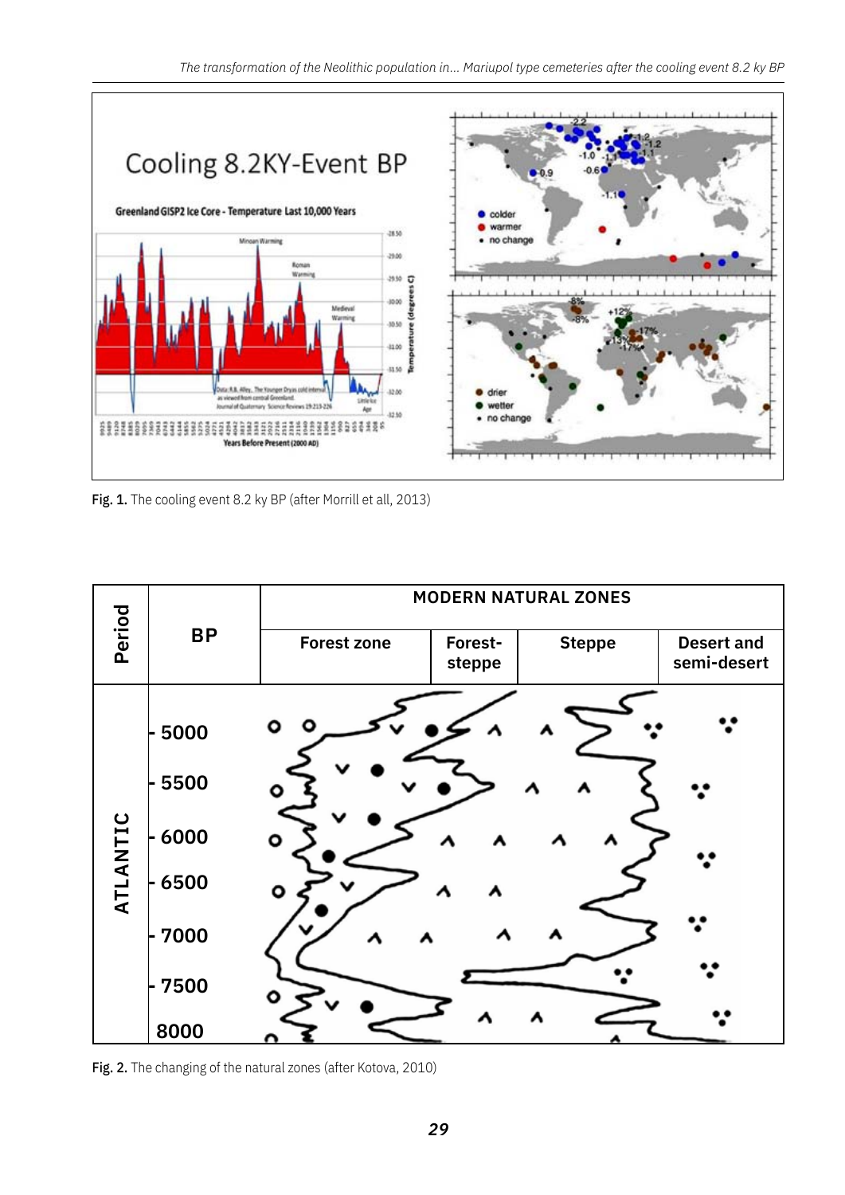Fig. 1. The cooling event 8.2 ky BP (after Morrill et all, 2013)

Fig. 2. The changing of the natural zones (after Kotova, 2010)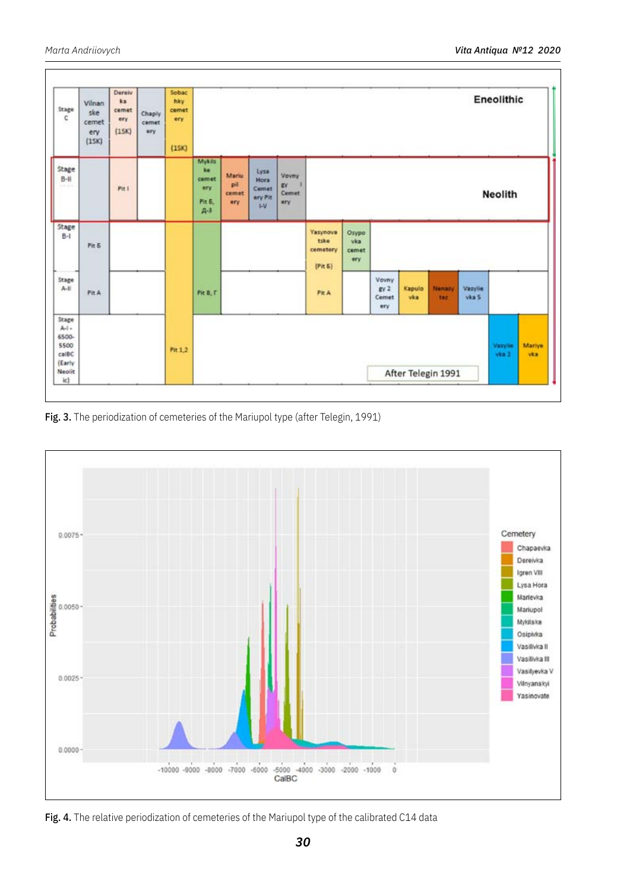Stage C

Vilnanske cemetery (15K)

Dereivka cemetery (15K)

Chaply cemetery

Sobachhky cemetery (15K)

Eneolithic

Stage B-II

Pit I

Mykilske cemetery Pit Б, Д-3

Mariupil cemetery

Lysa Hora Cemetery Pit I-V

Vovnygy I Cemetery

Neolith

Stage B-I

Pit Б

Yasynovatske cemetery (Pit Б)

Osypovka cemetery

Stage A-II

Pit A

Pit B, Г

Pit A

Vovnygy 2 Cemetery

Kapulovka

Nenasytez

Vasylievka 5

Stage A-I - 6500-5500 calBC (Early Neolithic)

Pit 1,2

After Telegin 1991

Vasylievka 2

Mariyevka

Fig. 3. The periodization of cemeteries of the Mariupol type (after Telegin, 1991)

Probabilities

0.0075

0.0050

0.0025

0.0000

-10000 -9000 -8000 -7000 -6000 -5000 -4000 -3000 -2000 -1000 0

CalBC

Cemetery

Chapaevka

Dereivka

Igren VIII

Lysa Hora

Marievka

Mariupol

Mykilske

Osipivka

Vasilivka II

Vasilivka III

Vasilyevka V

Vilnyanskyi

Yasinovate

Fig. 4. The relative periodization of cemeteries of the Mariupol type of the calibrated C14 data